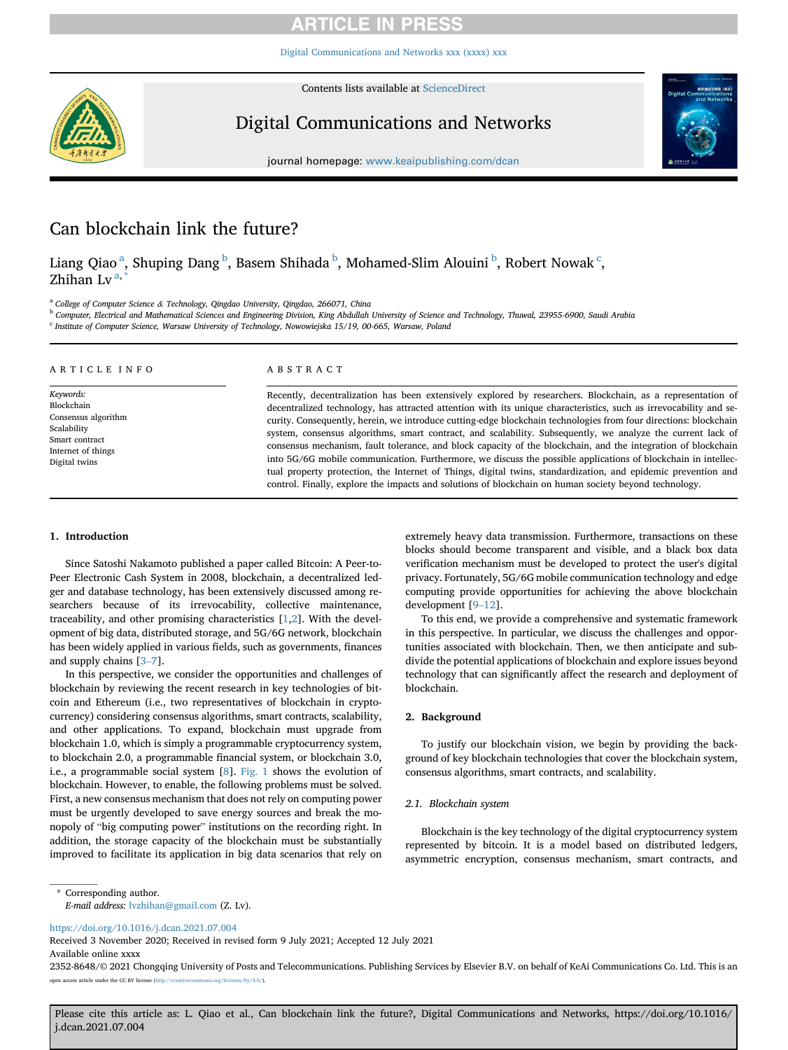# Can blockchain link the future?

Liang Qiao [a], Shuping Dang [b], Basem Shihada [b], Mohamed-Slim Alouini [b], Robert Nowak [c], Zhihan Lv [a,*]

[a] College of Computer Science & Technology, Qingdao University, Qingdao, 266071, China

[b] Computer, Electrical and Mathematical Sciences and Engineering Division, King Abdullah University of Science and Technology, Thuwal, 23955-6900, Saudi Arabia

[c] Institute of Computer Science, Warsaw University of Technology, Nowowiejska 15/19, 00-665, Warsaw, Poland

## ARTICLE INFO

*Keywords:*
Blockchain
Consensus algorithm
Scalability
Smart contract
Internet of things
Digital twins

## ABSTRACT

Recently, decentralization has been extensively explored by researchers. Blockchain, as a representation of decentralized technology, has attracted attention with its unique characteristics, such as irrevocability and security. Consequently, herein, we introduce cutting-edge blockchain technologies from four directions: blockchain system, consensus algorithms, smart contract, and scalability. Subsequently, we analyze the current lack of consensus mechanism, fault tolerance, and block capacity of the blockchain, and the integration of blockchain into 5G/6G mobile communication. Furthermore, we discuss the possible applications of blockchain in intellectual property protection, the Internet of Things, digital twins, standardization, and epidemic prevention and control. Finally, explore the impacts and solutions of blockchain on human society beyond technology.

## 1. Introduction

Since Satoshi Nakamoto published a paper called Bitcoin: A Peer-to-Peer Electronic Cash System in 2008, blockchain, a decentralized ledger and database technology, has been extensively discussed among researchers because of its irrevocability, collective maintenance, traceability, and other promising characteristics [1,2]. With the development of big data, distributed storage, and 5G/6G network, blockchain has been widely applied in various fields, such as governments, finances and supply chains [3–7].

In this perspective, we consider the opportunities and challenges of blockchain by reviewing the recent research in key technologies of bitcoin and Ethereum (i.e., two representatives of blockchain in cryptocurrency) considering consensus algorithms, smart contracts, scalability, and other applications. To expand, blockchain must upgrade from blockchain 1.0, which is simply a programmable cryptocurrency system, to blockchain 2.0, a programmable financial system, or blockchain 3.0, i.e., a programmable social system [8]. Fig. 1 shows the evolution of blockchain. However, to enable, the following problems must be solved. First, a new consensus mechanism that does not rely on computing power must be urgently developed to save energy sources and break the monopoly of "big computing power" institutions on the recording right. In addition, the storage capacity of the blockchain must be substantially improved to facilitate its application in big data scenarios that rely on extremely heavy data transmission. Furthermore, transactions on these blocks should become transparent and visible, and a black box data verification mechanism must be developed to protect the user's digital privacy. Fortunately, 5G/6G mobile communication technology and edge computing provide opportunities for achieving the above blockchain development [9–12].

To this end, we provide a comprehensive and systematic framework in this perspective. In particular, we discuss the challenges and opportunities associated with blockchain. Then, we then anticipate and subdivide the potential applications of blockchain and explore issues beyond technology that can significantly affect the research and deployment of blockchain.

## 2. Background

To justify our blockchain vision, we begin by providing the background of key blockchain technologies that cover the blockchain system, consensus algorithms, smart contracts, and scalability.

### 2.1. Blockchain system

Blockchain is the key technology of the digital cryptocurrency system represented by bitcoin. It is a model based on distributed ledgers, asymmetric encryption, consensus mechanism, smart contracts, and

---

\* Corresponding author.
*E-mail address:* lvzhihan@gmail.com (Z. Lv).

https://doi.org/10.1016/j.dcan.2021.07.004
Received 3 November 2020; Received in revised form 9 July 2021; Accepted 12 July 2021
Available online xxxx
2352-8648/© 2021 Chongqing University of Posts and Telecommunications. Publishing Services by Elsevier B.V. on behalf of KeAi Communications Co. Ltd. This is an open access article under the CC BY license (http://creativecommons.org/licenses/by/4.0/).

Please cite this article as: L. Qiao et al., Can blockchain link the future?, Digital Communications and Networks, https://doi.org/10.1016/j.dcan.2021.07.004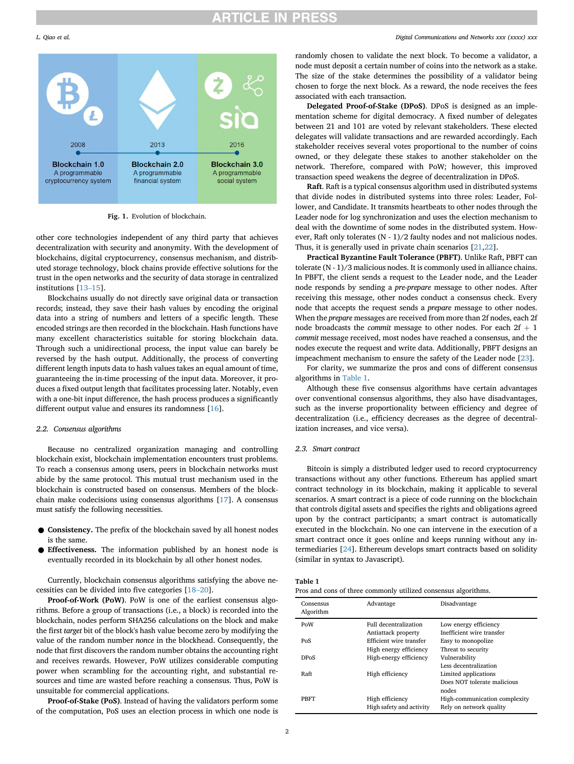Blockchain 1.0 — A programmable cryptocurrency system (2008)

Blockchain 2.0 — A programmable financial system (2013)

Blockchain 3.0 — A programmable social system (2016)

**Fig. 1.** Evolution of blockchain.

other core technologies independent of any third party that achieves decentralization with security and anonymity. With the development of blockchains, digital cryptocurrency, consensus mechanism, and distributed storage technology, block chains provide effective solutions for the trust in the open networks and the security of data storage in centralized institutions [13–15].

Blockchains usually do not directly save original data or transaction records; instead, they save their hash values by encoding the original data into a string of numbers and letters of a specific length. These encoded strings are then recorded in the blockchain. Hash functions have many excellent characteristics suitable for storing blockchain data. Through such a unidirectional process, the input value can barely be reversed by the hash output. Additionally, the process of converting different length inputs data to hash values takes an equal amount of time, guaranteeing the in-time processing of the input data. Moreover, it produces a fixed output length that facilitates processing later. Notably, even with a one-bit input difference, the hash process produces a significantly different output value and ensures its randomness [16].

### 2.2. Consensus algorithms

Because no centralized organization managing and controlling blockchain exist, blockchain implementation encounters trust problems. To reach a consensus among users, peers in blockchain networks must abide by the same protocol. This mutual trust mechanism used in the blockchain is constructed based on consensus. Members of the blockchain make codecisions using consensus algorithms [17]. A consensus must satisfy the following necessities.

- **Consistency.** The prefix of the blockchain saved by all honest nodes is the same.
- **Effectiveness.** The information published by an honest node is eventually recorded in its blockchain by all other honest nodes.

Currently, blockchain consensus algorithms satisfying the above necessities can be divided into five categories [18–20].

**Proof-of-Work (PoW).** PoW is one of the earliest consensus algorithms. Before a group of transactions (i.e., a block) is recorded into the blockchain, nodes perform SHA256 calculations on the block and make the first *target* bit of the block's hash value become zero by modifying the value of the random number *nonce* in the blockhead. Consequently, the node that first discovers the random number obtains the accounting right and receives rewards. However, PoW utilizes considerable computing power when scrambling for the accounting right, and substantial resources and time are wasted before reaching a consensus. Thus, PoW is unsuitable for commercial applications.

**Proof-of-Stake (PoS).** Instead of having the validators perform some of the computation, PoS uses an election process in which one node is randomly chosen to validate the next block. To become a validator, a node must deposit a certain number of coins into the network as a stake. The size of the stake determines the possibility of a validator being chosen to forge the next block. As a reward, the node receives the fees associated with each transaction.

**Delegated Proof-of-Stake (DPoS).** DPoS is designed as an implementation scheme for digital democracy. A fixed number of delegates between 21 and 101 are voted by relevant stakeholders. These elected delegates will validate transactions and are rewarded accordingly. Each stakeholder receives several votes proportional to the number of coins owned, or they delegate these stakes to another stakeholder on the network. Therefore, compared with PoW; however, this improved transaction speed weakens the degree of decentralization in DPoS.

**Raft.** Raft is a typical consensus algorithm used in distributed systems that divide nodes in distributed systems into three roles: Leader, Follower, and Candidate. It transmits heartbeats to other nodes through the Leader node for log synchronization and uses the election mechanism to deal with the downtime of some nodes in the distributed system. However, Raft only tolerates (N - 1)/2 faulty nodes and not malicious nodes. Thus, it is generally used in private chain scenarios [21,22].

**Practical Byzantine Fault Tolerance (PBFT).** Unlike Raft, PBFT can tolerate (N - 1)/3 malicious nodes. It is commonly used in alliance chains. In PBFT, the client sends a request to the Leader node, and the Leader node responds by sending a *pre-prepare* message to other nodes. After receiving this message, other nodes conduct a consensus check. Every node that accepts the request sends a *prepare* message to other nodes. When the *prepare* messages are received from more than 2f nodes, each 2f node broadcasts the *commit* message to other nodes. For each 2f + 1 *commit* message received, most nodes have reached a consensus, and the nodes execute the request and write data. Additionally, PBFT designs an impeachment mechanism to ensure the safety of the Leader node [23].

For clarity, we summarize the pros and cons of different consensus algorithms in Table 1.

Although these five consensus algorithms have certain advantages over conventional consensus algorithms, they also have disadvantages, such as the inverse proportionality between efficiency and degree of decentralization (i.e., efficiency decreases as the degree of decentralization increases, and vice versa).

### 2.3. Smart contract

Bitcoin is simply a distributed ledger used to record cryptocurrency transactions without any other functions. Ethereum has applied smart contract technology in its blockchain, making it applicable to several scenarios. A smart contract is a piece of code running on the blockchain that controls digital assets and specifies the rights and obligations agreed upon by the contract participants; a smart contract is automatically executed in the blockchain. No one can intervene in the execution of a smart contract once it goes online and keeps running without any intermediaries [24]. Ethereum develops smart contracts based on solidity (similar in syntax to Javascript).

**Table 1**
Pros and cons of three commonly utilized consensus algorithms.

| Consensus Algorithm | Advantage | Disadvantage |
| --- | --- | --- |
| PoW | Full decentralization<br>Antiattack property | Low energy efficiency<br>Inefficient wire transfer |
| PoS | Efficient wire transfer<br>High energy efficiency | Easy to monopolize<br>Threat to security |
| DPoS | High-energy efficiency | Vulnerability<br>Less decentralization |
| Raft | High efficiency | Limited applications<br>Does NOT tolerate malicious nodes |
| PBFT | High efficiency<br>High safety and activity | High-communication complexity<br>Rely on network quality |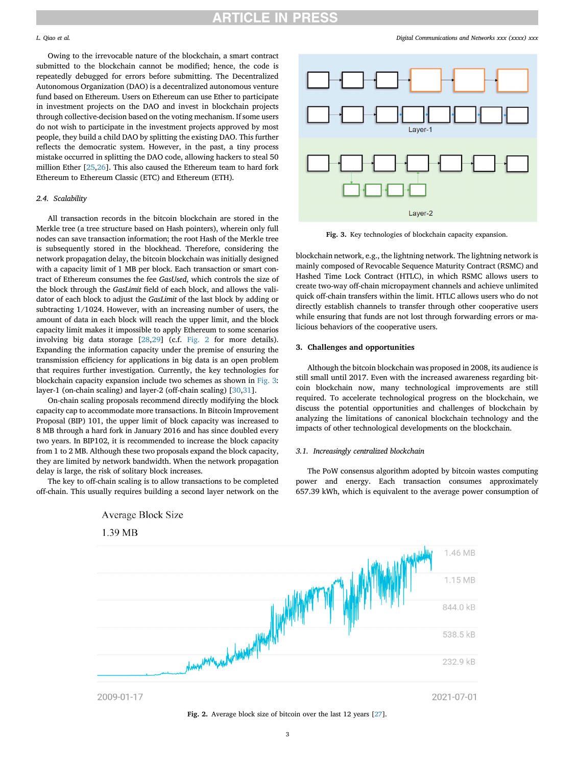Owing to the irrevocable nature of the blockchain, a smart contract submitted to the blockchain cannot be modified; hence, the code is repeatedly debugged for errors before submitting. The Decentralized Autonomous Organization (DAO) is a decentralized autonomous venture fund based on Ethereum. Users on Ethereum can use Ether to participate in investment projects on the DAO and invest in blockchain projects through collective-decision based on the voting mechanism. If some users do not wish to participate in the investment projects approved by most people, they build a child DAO by splitting the existing DAO. This further reflects the democratic system. However, in the past, a tiny process mistake occurred in splitting the DAO code, allowing hackers to steal 50 million Ether [25,26]. This also caused the Ethereum team to hard fork Ethereum to Ethereum Classic (ETC) and Ethereum (ETH).

### 2.4. Scalability

All transaction records in the bitcoin blockchain are stored in the Merkle tree (a tree structure based on Hash pointers), wherein only full nodes can save transaction information; the root Hash of the Merkle tree is subsequently stored in the blockhead. Therefore, considering the network propagation delay, the bitcoin blockchain was initially designed with a capacity limit of 1 MB per block. Each transaction or smart contract of Ethereum consumes the fee *GasUsed*, which controls the size of the block through the *GasLimit* field of each block, and allows the validator of each block to adjust the *GasLimit* of the last block by adding or subtracting 1/1024. However, with an increasing number of users, the amount of data in each block will reach the upper limit, and the block capacity limit makes it impossible to apply Ethereum to some scenarios involving big data storage [28,29] (c.f. Fig. 2 for more details). Expanding the information capacity under the premise of ensuring the transmission efficiency for applications in big data is an open problem that requires further investigation. Currently, the key technologies for blockchain capacity expansion include two schemes as shown in Fig. 3: layer-1 (on-chain scaling) and layer-2 (off-chain scaling) [30,31].

On-chain scaling proposals recommend directly modifying the block capacity cap to accommodate more transactions. In Bitcoin Improvement Proposal (BIP) 101, the upper limit of block capacity was increased to 8 MB through a hard fork in January 2016 and has since doubled every two years. In BIP102, it is recommended to increase the block capacity from 1 to 2 MB. Although these two proposals expand the block capacity, they are limited by network bandwidth. When the network propagation delay is large, the risk of solitary block increases.

The key to off-chain scaling is to allow transactions to be completed off-chain. This usually requires building a second layer network on the blockchain network, e.g., the lightning network. The lightning network is mainly composed of Revocable Sequence Maturity Contract (RSMC) and Hashed Time Lock Contract (HTLC), in which RSMC allows users to create two-way off-chain micropayment channels and achieve unlimited quick off-chain transfers within the limit. HTLC allows users who do not directly establish channels to transfer through other cooperative users while ensuring that funds are not lost through forwarding errors or malicious behaviors of the cooperative users.

**Fig. 3.** Key technologies of blockchain capacity expansion.

## 3. Challenges and opportunities

Although the bitcoin blockchain was proposed in 2008, its audience is still small until 2017. Even with the increased awareness regarding bitcoin blockchain now, many technological improvements are still required. To accelerate technological progress on the blockchain, we discuss the potential opportunities and challenges of blockchain by analyzing the limitations of canonical blockchain technology and the impacts of other technological developments on the blockchain.

### 3.1. Increasingly centralized blockchain

The PoW consensus algorithm adopted by bitcoin wastes computing power and energy. Each transaction consumes approximately 657.39 kWh, which is equivalent to the average power consumption of

**Fig. 2.** Average block size of bitcoin over the last 12 years [27].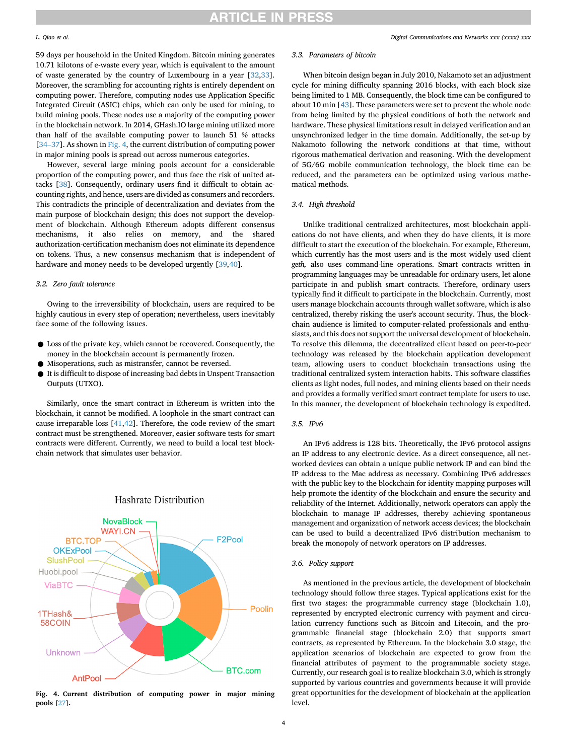59 days per household in the United Kingdom. Bitcoin mining generates 10.71 kilotons of e-waste every year, which is equivalent to the amount of waste generated by the country of Luxembourg in a year [32,33]. Moreover, the scrambling for accounting rights is entirely dependent on computing power. Therefore, computing nodes use Application Specific Integrated Circuit (ASIC) chips, which can only be used for mining, to build mining pools. These nodes use a majority of the computing power in the blockchain network. In 2014, GHash.IO large mining utilized more than half of the available computing power to launch 51 % attacks [34–37]. As shown in Fig. 4, the current distribution of computing power in major mining pools is spread out across numerous categories.

However, several large mining pools account for a considerable proportion of the computing power, and thus face the risk of united attacks [38]. Consequently, ordinary users find it difficult to obtain accounting rights, and hence, users are divided as consumers and recorders. This contradicts the principle of decentralization and deviates from the main purpose of blockchain design; this does not support the development of blockchain. Although Ethereum adopts different consensus mechanisms, it also relies on memory, and the shared authorization-certification mechanism does not eliminate its dependence on tokens. Thus, a new consensus mechanism that is independent of hardware and money needs to be developed urgently [39,40].

### 3.2. Zero fault tolerance

Owing to the irreversibility of blockchain, users are required to be highly cautious in every step of operation; nevertheless, users inevitably face some of the following issues.

- Loss of the private key, which cannot be recovered. Consequently, the money in the blockchain account is permanently frozen.
- Misoperations, such as mistransfer, cannot be reversed.
- It is difficult to dispose of increasing bad debts in Unspent Transaction Outputs (UTXO).

Similarly, once the smart contract in Ethereum is written into the blockchain, it cannot be modified. A loophole in the smart contract can cause irreparable loss [41,42]. Therefore, the code review of the smart contract must be strengthened. Moreover, easier software tests for smart contracts were different. Currently, we need to build a local test blockchain network that simulates user behavior.

**Fig. 4. Current distribution of computing power in major mining pools [27].**

### 3.3. Parameters of bitcoin

When bitcoin design began in July 2010, Nakamoto set an adjustment cycle for mining difficulty spanning 2016 blocks, with each block size being limited to 1 MB. Consequently, the block time can be configured to about 10 min [43]. These parameters were set to prevent the whole node from being limited by the physical conditions of both the network and hardware. These physical limitations result in delayed verification and an unsynchronized ledger in the time domain. Additionally, the set-up by Nakamoto following the network conditions at that time, without rigorous mathematical derivation and reasoning. With the development of 5G/6G mobile communication technology, the block time can be reduced, and the parameters can be optimized using various mathematical methods.

### 3.4. High threshold

Unlike traditional centralized architectures, most blockchain applications do not have clients, and when they do have clients, it is more difficult to start the execution of the blockchain. For example, Ethereum, which currently has the most users and is the most widely used client *geth,* also uses command-line operations. Smart contracts written in programming languages may be unreadable for ordinary users, let alone participate in and publish smart contracts. Therefore, ordinary users typically find it difficult to participate in the blockchain. Currently, most users manage blockchain accounts through wallet software, which is also centralized, thereby risking the user's account security. Thus, the blockchain audience is limited to computer-related professionals and enthusiasts, and this does not support the universal development of blockchain. To resolve this dilemma, the decentralized client based on peer-to-peer technology was released by the blockchain application development team, allowing users to conduct blockchain transactions using the traditional centralized system interaction habits. This software classifies clients as light nodes, full nodes, and mining clients based on their needs and provides a formally verified smart contract template for users to use. In this manner, the development of blockchain technology is expedited.

### 3.5. IPv6

An IPv6 address is 128 bits. Theoretically, the IPv6 protocol assigns an IP address to any electronic device. As a direct consequence, all networked devices can obtain a unique public network IP and can bind the IP address to the Mac address as necessary. Combining IPv6 addresses with the public key to the blockchain for identity mapping purposes will help promote the identity of the blockchain and ensure the security and reliability of the Internet. Additionally, network operators can apply the blockchain to manage IP addresses, thereby achieving spontaneous management and organization of network access devices; the blockchain can be used to build a decentralized IPv6 distribution mechanism to break the monopoly of network operators on IP addresses.

### 3.6. Policy support

As mentioned in the previous article, the development of blockchain technology should follow three stages. Typical applications exist for the first two stages: the programmable currency stage (blockchain 1.0), represented by encrypted electronic currency with payment and circulation currency functions such as Bitcoin and Litecoin, and the programmable financial stage (blockchain 2.0) that supports smart contracts, as represented by Ethereum. In the blockchain 3.0 stage, the application scenarios of blockchain are expected to grow from the financial attributes of payment to the programmable society stage. Currently, our research goal is to realize blockchain 3.0, which is strongly supported by various countries and governments because it will provide great opportunities for the development of blockchain at the application level.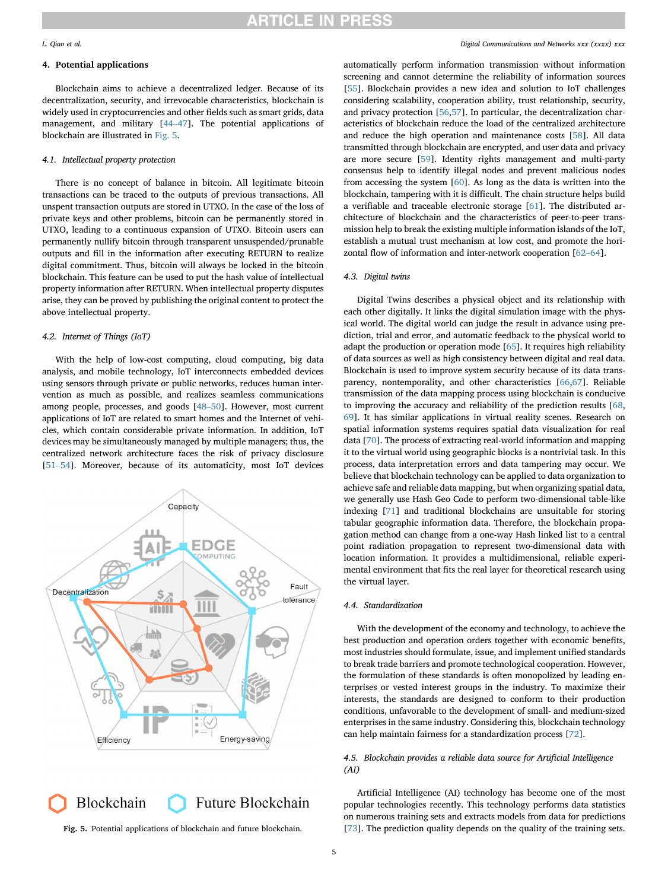## 4. Potential applications

Blockchain aims to achieve a decentralized ledger. Because of its decentralization, security, and irrevocable characteristics, blockchain is widely used in cryptocurrencies and other fields such as smart grids, data management, and military [44–47]. The potential applications of blockchain are illustrated in Fig. 5.

### 4.1. Intellectual property protection

There is no concept of balance in bitcoin. All legitimate bitcoin transactions can be traced to the outputs of previous transactions. All unspent transaction outputs are stored in UTXO. In the case of the loss of private keys and other problems, bitcoin can be permanently stored in UTXO, leading to a continuous expansion of UTXO. Bitcoin users can permanently nullify bitcoin through transparent unsuspended/prunable outputs and fill in the information after executing RETURN to realize digital commitment. Thus, bitcoin will always be locked in the bitcoin blockchain. This feature can be used to put the hash value of intellectual property information after RETURN. When intellectual property disputes arise, they can be proved by publishing the original content to protect the above intellectual property.

### 4.2. Internet of Things (IoT)

With the help of low-cost computing, cloud computing, big data analysis, and mobile technology, IoT interconnects embedded devices using sensors through private or public networks, reduces human intervention as much as possible, and realizes seamless communications among people, processes, and goods [48–50]. However, most current applications of IoT are related to smart homes and the Internet of vehicles, which contain considerable private information. In addition, IoT devices may be simultaneously managed by multiple managers; thus, the centralized network architecture faces the risk of privacy disclosure [51–54]. Moreover, because of its automaticity, most IoT devices automatically perform information transmission without information screening and cannot determine the reliability of information sources [55]. Blockchain provides a new idea and solution to IoT challenges considering scalability, cooperation ability, trust relationship, security, and privacy protection [56,57]. In particular, the decentralization characteristics of blockchain reduce the load of the centralized architecture and reduce the high operation and maintenance costs [58]. All data transmitted through blockchain are encrypted, and user data and privacy are more secure [59]. Identity rights management and multi-party consensus help to identify illegal nodes and prevent malicious nodes from accessing the system [60]. As long as the data is written into the blockchain, tampering with it is difficult. The chain structure helps build a verifiable and traceable electronic storage [61]. The distributed architecture of blockchain and the characteristics of peer-to-peer transmission help to break the existing multiple information islands of the IoT, establish a mutual trust mechanism at low cost, and promote the horizontal flow of information and inter-network cooperation [62–64].

Fig. 5. Potential applications of blockchain and future blockchain.

### 4.3. Digital twins

Digital Twins describes a physical object and its relationship with each other digitally. It links the digital simulation image with the physical world. The digital world can judge the result in advance using prediction, trial and error, and automatic feedback to the physical world to adapt the production or operation mode [65]. It requires high reliability of data sources as well as high consistency between digital and real data. Blockchain is used to improve system security because of its data transparency, nontemporality, and other characteristics [66,67]. Reliable transmission of the data mapping process using blockchain is conducive to improving the accuracy and reliability of the prediction results [68, 69]. It has similar applications in virtual reality scenes. Research on spatial information systems requires spatial data visualization for real data [70]. The process of extracting real-world information and mapping it to the virtual world using geographic blocks is a nontrivial task. In this process, data interpretation errors and data tampering may occur. We believe that blockchain technology can be applied to data organization to achieve safe and reliable data mapping, but when organizing spatial data, we generally use Hash Geo Code to perform two-dimensional table-like indexing [71] and traditional blockchains are unsuitable for storing tabular geographic information data. Therefore, the blockchain propagation method can change from a one-way Hash linked list to a central point radiation propagation to represent two-dimensional data with location information. It provides a multidimensional, reliable experimental environment that fits the real layer for theoretical research using the virtual layer.

### 4.4. Standardization

With the development of the economy and technology, to achieve the best production and operation orders together with economic benefits, most industries should formulate, issue, and implement unified standards to break trade barriers and promote technological cooperation. However, the formulation of these standards is often monopolized by leading enterprises or vested interest groups in the industry. To maximize their interests, the standards are designed to conform to their production conditions, unfavorable to the development of small- and medium-sized enterprises in the same industry. Considering this, blockchain technology can help maintain fairness for a standardization process [72].

### 4.5. Blockchain provides a reliable data source for Artificial Intelligence (AI)

Artificial Intelligence (AI) technology has become one of the most popular technologies recently. This technology performs data statistics on numerous training sets and extracts models from data for predictions [73]. The prediction quality depends on the quality of the training sets.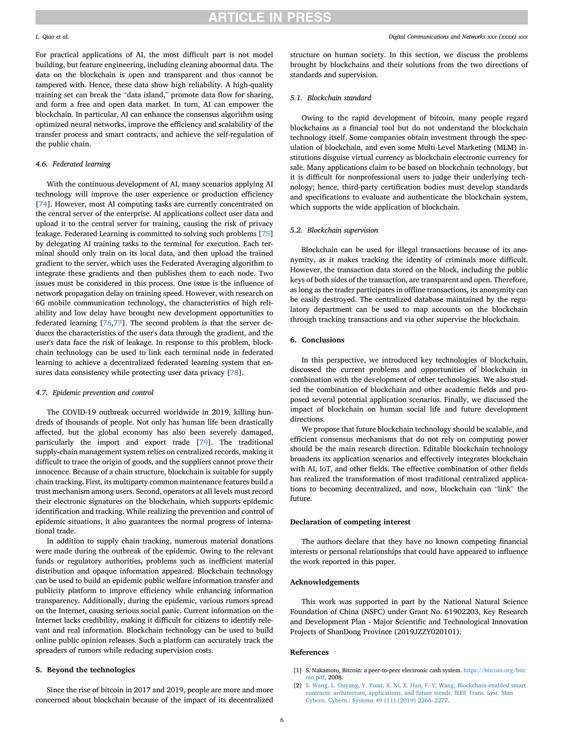For practical applications of AI, the most difficult part is not model building, but feature engineering, including cleaning abnormal data. The data on the blockchain is open and transparent and thus cannot be tampered with. Hence, these data show high reliability. A high-quality training set can break the "data island," promote data flow for sharing, and form a free and open data market. In turn, AI can empower the blockchain. In particular, AI can enhance the consensus algorithm using optimized neural networks, improve the efficiency and scalability of the transfer process and smart contracts, and achieve the self-regulation of the public chain.

### 4.6. Federated learning

With the continuous development of AI, many scenarios applying AI technology will improve the user experience or production efficiency [74]. However, most AI computing tasks are currently concentrated on the central server of the enterprise. AI applications collect user data and upload it to the central server for training, causing the risk of privacy leakage. Federated Learning is committed to solving such problems [75] by delegating AI training tasks to the terminal for execution. Each terminal should only train on its local data, and then upload the trained gradient to the server, which uses the Federated Averaging algorithm to integrate these gradients and then publishes them to each node. Two issues must be considered in this process. One issue is the influence of network propagation delay on training speed. However, with research on 6G mobile communication technology, the characteristics of high reliability and low delay have brought new development opportunities to federated learning [76,77]. The second problem is that the server deduces the characteristics of the user's data through the gradient, and the user's data face the risk of leakage. In response to this problem, blockchain technology can be used to link each terminal node in federated learning to achieve a decentralized federated learning system that ensures data consistency while protecting user data privacy [78].

### 4.7. Epidemic prevention and control

The COVID-19 outbreak occurred worldwide in 2019, killing hundreds of thousands of people. Not only has human life been drastically affected, but the global economy has also been severely damaged, particularly the import and export trade [79]. The traditional supply-chain management system relies on centralized records, making it difficult to trace the origin of goods, and the suppliers cannot prove their innocence. Because of a chain structure, blockchain is suitable for supply chain tracking. First, its multiparty common maintenance features build a trust mechanism among users. Second, operators at all levels must record their electronic signatures on the blockchain, which supports epidemic identification and tracking. While realizing the prevention and control of epidemic situations, it also guarantees the normal progress of international trade.

In addition to supply chain tracking, numerous material donations were made during the outbreak of the epidemic. Owing to the relevant funds or regulatory authorities, problems such as inefficient material distribution and opaque information appeared. Blockchain technology can be used to build an epidemic public welfare information transfer and publicity platform to improve efficiency while enhancing information transparency. Additionally, during the epidemic, various rumors spread on the Internet, causing serious social panic. Current information on the Internet lacks credibility, making it difficult for citizens to identify relevant and real information. Blockchain technology can be used to build online public opinion releases. Such a platform can accurately track the spreaders of rumors while reducing supervision costs.

## 5. Beyond the technologies

Since the rise of bitcoin in 2017 and 2019, people are more and more concerned about blockchain because of the impact of its decentralized structure on human society. In this section, we discuss the problems brought by blockchains and their solutions from the two directions of standards and supervision.

### 5.1. Blockchain standard

Owing to the rapid development of bitcoin, many people regard blockchains as a financial tool but do not understand the blockchain technology itself. Some companies obtain investment through the speculation of blockchain, and even some Multi-Level Marketing (MLM) institutions disguise virtual currency as blockchain electronic currency for sale. Many applications claim to be based on blockchain technology, but it is difficult for nonprofessional users to judge their underlying technology; hence, third-party certification bodies must develop standards and specifications to evaluate and authenticate the blockchain system, which supports the wide application of blockchain.

### 5.2. Blockchain supervision

Blockchain can be used for illegal transactions because of its anonymity, as it makes tracking the identity of criminals more difficult. However, the transaction data stored on the block, including the public keys of both sides of the transaction, are transparent and open. Therefore, as long as the trader participates in offline transactions, its anonymity can be easily destroyed. The centralized database maintained by the regulatory department can be used to map accounts on the blockchain through tracking transactions and via other supervise the blockchain.

## 6. Conclusions

In this perspective, we introduced key technologies of blockchain, discussed the current problems and opportunities of blockchain in combination with the development of other technologies. We also studied the combination of blockchain and other academic fields and proposed several potential application scenarios. Finally, we discussed the impact of blockchain on human social life and future development directions.

We propose that future blockchain technology should be scalable, and efficient consensus mechanisms that do not rely on computing power should be the main research direction. Editable blockchain technology broadens its application scenarios and effectively integrates blockchain with AI, IoT, and other fields. The effective combination of other fields has realized the transformation of most traditional centralized applications to becoming decentralized, and now, blockchain can "link" the future.

## Declaration of competing interest

The authors declare that they have no known competing financial interests or personal relationships that could have appeared to influence the work reported in this paper.

## Acknowledgements

This work was supported in part by the National Natural Science Foundation of China (NSFC) under Grant No. 61902203, Key Research and Development Plan - Major Scientific and Technological Innovation Projects of ShanDong Province (2019JZZY020101).

## References

[1] S. Nakamoto, Bitcoin: a peer-to-peer electronic cash system. https://bitcoin.org/bitcoin.pdf, 2008.

[2] S. Wang, L. Ouyang, Y. Yuan, X. Ni, X. Han, F.-Y. Wang, Blockchain-enabled smart contracts: architecture, applications, and future trends, IEEE Trans. Syst. Man Cybern. Cybern.: Systems 49 (11) (2019) 2266–2277.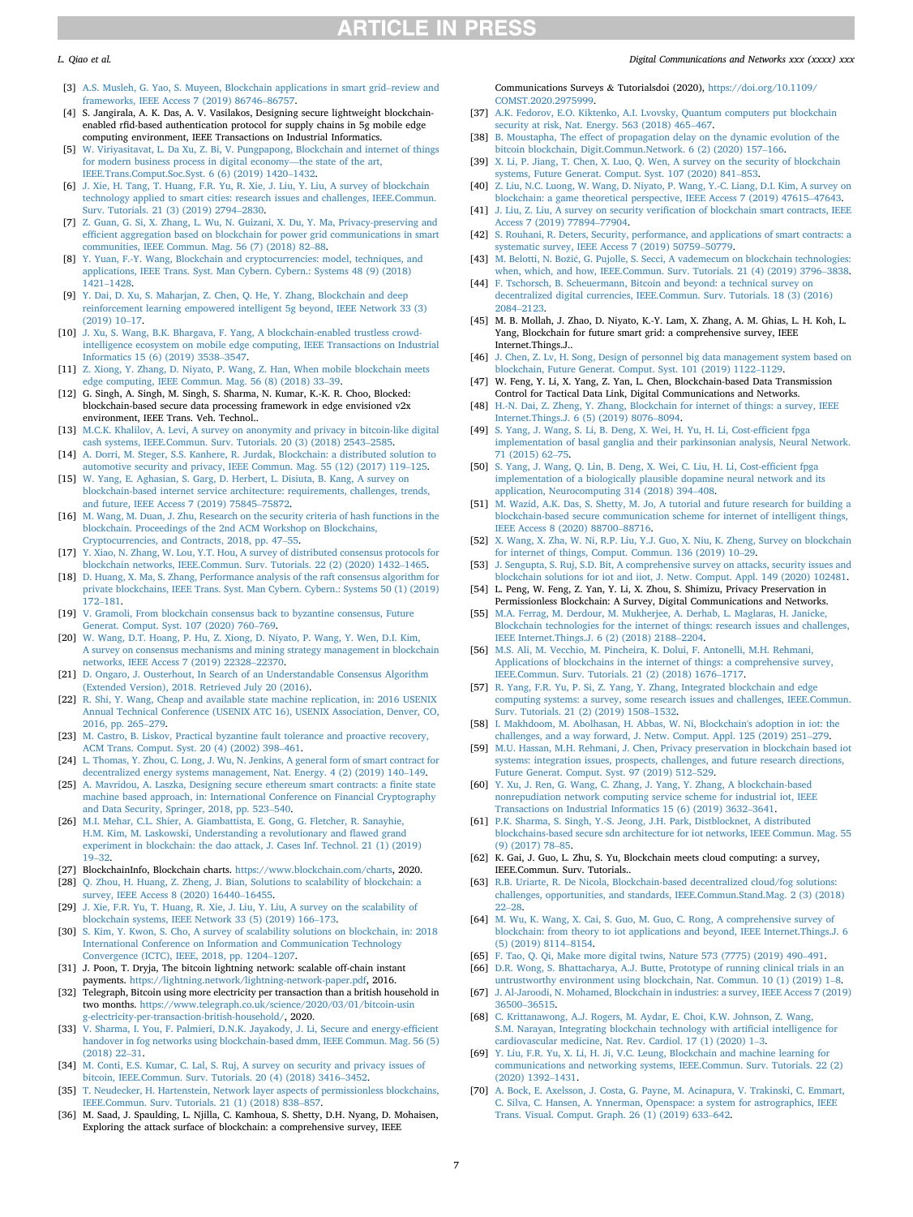[3] A.S. Musleh, G. Yao, S. Muyeen, Blockchain applications in smart grid–review and frameworks, IEEE Access 7 (2019) 86746–86757.

[4] S. Jangirala, A. K. Das, A. V. Vasilakos, Designing secure lightweight blockchain-enabled rfid-based authentication protocol for supply chains in 5g mobile edge computing environment, IEEE Transactions on Industrial Informatics.

[5] W. Viriyasitavat, L. Da Xu, Z. Bi, V. Pungpapong, Blockchain and internet of things for modern business process in digital economy—the state of the art, IEEE.Trans.Comput.Soc.Syst. 6 (6) (2019) 1420–1432.

[6] J. Xie, H. Tang, T. Huang, F.R. Yu, R. Xie, J. Liu, Y. Liu, A survey of blockchain technology applied to smart cities: research issues and challenges, IEEE.Commun. Surv. Tutorials. 21 (3) (2019) 2794–2830.

[7] Z. Guan, G. Si, X. Zhang, L. Wu, N. Guizani, X. Du, Y. Ma, Privacy-preserving and efficient aggregation based on blockchain for power grid communications in smart communities, IEEE Commun. Mag. 56 (7) (2018) 82–88.

[8] Y. Yuan, F.-Y. Wang, Blockchain and cryptocurrencies: model, techniques, and applications, IEEE Trans. Syst. Man Cybern. Cybern.: Systems 48 (9) (2018) 1421–1428.

[9] Y. Dai, D. Xu, S. Maharjan, Z. Chen, Q. He, Y. Zhang, Blockchain and deep reinforcement learning empowered intelligent 5g beyond, IEEE Network 33 (3) (2019) 10–17.

[10] J. Xu, S. Wang, B.K. Bhargava, F. Yang, A blockchain-enabled trustless crowd-intelligence ecosystem on mobile edge computing, IEEE Transactions on Industrial Informatics 15 (6) (2019) 3538–3547.

[11] Z. Xiong, Y. Zhang, D. Niyato, P. Wang, Z. Han, When mobile blockchain meets edge computing, IEEE Commun. Mag. 56 (8) (2018) 33–39.

[12] G. Singh, A. Singh, M. Singh, S. Sharma, N. Kumar, K.-K. R. Choo, Blocked: blockchain-based secure data processing framework in edge envisioned v2x environment, IEEE Trans. Veh. Technol..

[13] M.C.K. Khalilov, A. Levi, A survey on anonymity and privacy in bitcoin-like digital cash systems, IEEE.Commun. Surv. Tutorials. 20 (3) (2018) 2543–2585.

[14] A. Dorri, M. Steger, S.S. Kanhere, R. Jurdak, Blockchain: a distributed solution to automotive security and privacy, IEEE Commun. Mag. 55 (12) (2017) 119–125.

[15] W. Yang, E. Aghasian, S. Garg, D. Herbert, L. Disiuta, B. Kang, A survey on blockchain-based internet service architecture: requirements, challenges, trends, and future, IEEE Access 7 (2019) 75845–75872.

[16] M. Wang, M. Duan, J. Zhu, Research on the security criteria of hash functions in the blockchain. Proceedings of the 2nd ACM Workshop on Blockchains, Cryptocurrencies, and Contracts, 2018, pp. 47–55.

[17] Y. Xiao, N. Zhang, W. Lou, Y.T. Hou, A survey of distributed consensus protocols for blockchain networks, IEEE.Commun. Surv. Tutorials. 22 (2) (2020) 1432–1465.

[18] D. Huang, X. Ma, S. Zhang, Performance analysis of the raft consensus algorithm for private blockchains, IEEE Trans. Syst. Man Cybern. Cybern.: Systems 50 (1) (2019) 172–181.

[19] V. Gramoli, From blockchain consensus back to byzantine consensus, Future Generat. Comput. Syst. 107 (2020) 760–769.

[20] W. Wang, D.T. Hoang, P. Hu, Z. Xiong, D. Niyato, P. Wang, Y. Wen, D.I. Kim, A survey on consensus mechanisms and mining strategy management in blockchain networks, IEEE Access 7 (2019) 22328–22370.

[21] D. Ongaro, J. Ousterhout, In Search of an Understandable Consensus Algorithm (Extended Version), 2018. Retrieved July 20 (2016).

[22] R. Shi, Y. Wang, Cheap and available state machine replication, in: 2016 USENIX Annual Technical Conference (USENIX ATC 16), USENIX Association, Denver, CO, 2016, pp. 265–279.

[23] M. Castro, B. Liskov, Practical byzantine fault tolerance and proactive recovery, ACM Trans. Comput. Syst. 20 (4) (2002) 398–461.

[24] L. Thomas, Y. Zhou, C. Long, J. Wu, N. Jenkins, A general form of smart contract for decentralized energy systems management, Nat. Energy. 4 (2) (2019) 140–149.

[25] A. Mavridou, A. Laszka, Designing secure ethereum smart contracts: a finite state machine based approach, in: International Conference on Financial Cryptography and Data Security, Springer, 2018, pp. 523–540.

[26] M.I. Mehar, C.L. Shier, A. Giambattista, E. Gong, G. Fletcher, R. Sanayhie, H.M. Kim, M. Laskowski, Understanding a revolutionary and flawed grand experiment in blockchain: the dao attack, J. Cases Inf. Technol. 21 (1) (2019) 19–32.

[27] BlockchainInfo, Blockchain charts. https://www.blockchain.com/charts, 2020.

[28] Q. Zhou, H. Huang, Z. Zheng, J. Bian, Solutions to scalability of blockchain: a survey, IEEE Access 8 (2020) 16440–16455.

[29] J. Xie, F.R. Yu, T. Huang, R. Xie, J. Liu, Y. Liu, A survey on the scalability of blockchain systems, IEEE Network 33 (5) (2019) 166–173.

[30] S. Kim, Y. Kwon, S. Cho, A survey of scalability solutions on blockchain, in: 2018 International Conference on Information and Communication Technology Convergence (ICTC), IEEE, 2018, pp. 1204–1207.

[31] J. Poon, T. Dryja, The bitcoin lightning network: scalable off-chain instant payments. https://lightning.network/lightning-network-paper.pdf, 2016.

[32] Telegraph, Bitcoin using more electricity per transaction than a british household in two months. https://www.telegraph.co.uk/science/2020/03/01/bitcoin-using-electricity-per-transaction-british-household/, 2020.

[33] V. Sharma, I. You, F. Palmieri, D.N.K. Jayakody, J. Li, Secure and energy-efficient handover in fog networks using blockchain-based dmm, IEEE Commun. Mag. 56 (5) (2018) 22–31.

[34] M. Conti, E.S. Kumar, C. Lal, S. Ruj, A survey on security and privacy issues of bitcoin, IEEE.Commun. Surv. Tutorials. 20 (4) (2018) 3416–3452.

[35] T. Neudecker, H. Hartenstein, Network layer aspects of permissionless blockchains, IEEE.Commun. Surv. Tutorials. 21 (1) (2018) 838–857.

[36] M. Saad, J. Spaulding, L. Njilla, C. Kamhoua, S. Shetty, D.H. Nyang, D. Mohaisen, Exploring the attack surface of blockchain: a comprehensive survey, IEEE Communications Surveys & Tutorialsdoi (2020), https://doi.org/10.1109/COMST.2020.2975999.

[37] A.K. Fedorov, E.O. Kiktenko, A.I. Lvovsky, Quantum computers put blockchain security at risk, Nat. Energy. 563 (2018) 465–467.

[38] B. Moustapha, The effect of propagation delay on the dynamic evolution of the bitcoin blockchain, Digit.Commun.Network. 6 (2) (2020) 157–166.

[39] X. Li, P. Jiang, T. Chen, X. Luo, Q. Wen, A survey on the security of blockchain systems, Future Generat. Comput. Syst. 107 (2020) 841–853.

[40] Z. Liu, N.C. Luong, W. Wang, D. Niyato, P. Wang, Y.-C. Liang, D.I. Kim, A survey on blockchain: a game theoretical perspective, IEEE Access 7 (2019) 47615–47643.

[41] J. Liu, Z. Liu, A survey on security verification of blockchain smart contracts, IEEE Access 7 (2019) 77894–77904.

[42] S. Rouhani, R. Deters, Security, performance, and applications of smart contracts: a systematic survey, IEEE Access 7 (2019) 50759–50779.

[43] M. Belotti, N. Božić, G. Pujolle, S. Secci, A vademecum on blockchain technologies: when, which, and how, IEEE.Commun. Surv. Tutorials. 21 (4) (2019) 3796–3838.

[44] F. Tschorsch, B. Scheuermann, Bitcoin and beyond: a technical survey on decentralized digital currencies, IEEE.Commun. Surv. Tutorials. 18 (3) (2016) 2084–2123.

[45] M. B. Mollah, J. Zhao, D. Niyato, K.-Y. Lam, X. Zhang, A. M. Ghias, L. H. Koh, L. Yang, Blockchain for future smart grid: a comprehensive survey, IEEE Internet.Things.J..

[46] J. Chen, Z. Lv, H. Song, Design of personnel big data management system based on blockchain, Future Generat. Comput. Syst. 101 (2019) 1122–1129.

[47] W. Feng, Y. Li, X. Yang, Z. Yan, L. Chen, Blockchain-based Data Transmission Control for Tactical Data Link, Digital Communications and Networks.

[48] H.-N. Dai, Z. Zheng, Y. Zhang, Blockchain for internet of things: a survey, IEEE Internet.Things.J. 6 (5) (2019) 8076–8094.

[49] S. Yang, J. Wang, S. Li, B. Deng, X. Wei, H. Yu, H. Li, Cost-efficient fpga implementation of basal ganglia and their parkinsonian analysis, Neural Network. 71 (2015) 62–75.

[50] S. Yang, J. Wang, Q. Lin, B. Deng, X. Wei, C. Liu, H. Li, Cost-efficient fpga implementation of a biologically plausible dopamine neural network and its application, Neurocomputing 314 (2018) 394–408.

[51] M. Wazid, A.K. Das, S. Shetty, M. Jo, A tutorial and future research for building a blockchain-based secure communication scheme for internet of intelligent things, IEEE Access 8 (2020) 88700–88716.

[52] X. Wang, X. Zha, W. Ni, R.P. Liu, Y.J. Guo, X. Niu, K. Zheng, Survey on blockchain for internet of things, Comput. Commun. 136 (2019) 10–29.

[53] J. Sengupta, S. Ruj, S.D. Bit, A comprehensive survey on attacks, security issues and blockchain solutions for iot and iiot, J. Netw. Comput. Appl. 149 (2020) 102481.

[54] L. Peng, W. Feng, Z. Yan, Y. Li, X. Zhou, S. Shimizu, Privacy Preservation in Permissionless Blockchain: A Survey, Digital Communications and Networks.

[55] M.A. Ferrag, M. Derdour, M. Mukherjee, A. Derhab, L. Maglaras, H. Janicke, Blockchain technologies for the internet of things: research issues and challenges, IEEE Internet.Things.J. 6 (2) (2018) 2188–2204.

[56] M.S. Ali, M. Vecchio, M. Pincheira, K. Dolui, F. Antonelli, M.H. Rehmani, Applications of blockchains in the internet of things: a comprehensive survey, IEEE.Commun. Surv. Tutorials. 21 (2) (2018) 1676–1717.

[57] R. Yang, F.R. Yu, P. Si, Z. Yang, Y. Zhang, Integrated blockchain and edge computing systems: a survey, some research issues and challenges, IEEE.Commun. Surv. Tutorials. 21 (2) (2019) 1508–1532.

[58] I. Makhdoom, M. Abolhasan, H. Abbas, W. Ni, Blockchain's adoption in iot: the challenges, and a way forward, J. Netw. Comput. Appl. 125 (2019) 251–279.

[59] M.U. Hassan, M.H. Rehmani, J. Chen, Privacy preservation in blockchain based iot systems: integration issues, prospects, challenges, and future research directions, Future Generat. Comput. Syst. 97 (2019) 512–529.

[60] Y. Xu, J. Ren, G. Wang, C. Zhang, J. Yang, Y. Zhang, A blockchain-based nonrepudiation network computing service scheme for industrial iot, IEEE Transactions on Industrial Informatics 15 (6) (2019) 3632–3641.

[61] P.K. Sharma, S. Singh, Y.-S. Jeong, J.H. Park, Distblocknet, A distributed blockchains-based secure sdn architecture for iot networks, IEEE Commun. Mag. 55 (9) (2017) 78–85.

[62] K. Gai, J. Guo, L. Zhu, S. Yu, Blockchain meets cloud computing: a survey, IEEE.Commun. Surv. Tutorials..

[63] R.B. Uriarte, R. De Nicola, Blockchain-based decentralized cloud/fog solutions: challenges, opportunities, and standards, IEEE.Commun.Stand.Mag. 2 (3) (2018) 22–28.

[64] M. Wu, K. Wang, X. Cai, S. Guo, M. Guo, C. Rong, A comprehensive survey of blockchain: from theory to iot applications and beyond, IEEE Internet.Things.J. 6 (5) (2019) 8114–8154.

[65] F. Tao, Q. Qi, Make more digital twins, Nature 573 (7775) (2019) 490–491.

[66] D.R. Wong, S. Bhattacharya, A.J. Butte, Prototype of running clinical trials in an untrustworthy environment using blockchain, Nat. Commun. 10 (1) (2019) 1–8.

[67] J. Al-Jaroodi, N. Mohamed, Blockchain in industries: a survey, IEEE Access 7 (2019) 36500–36515.

[68] C. Krittanawong, A.J. Rogers, M. Aydar, E. Choi, K.W. Johnson, Z. Wang, S.M. Narayan, Integrating blockchain technology with artificial intelligence for cardiovascular medicine, Nat. Rev. Cardiol. 17 (1) (2020) 1–3.

[69] Y. Liu, F.R. Yu, X. Li, H. Ji, V.C. Leung, Blockchain and machine learning for communications and networking systems, IEEE.Commun. Surv. Tutorials. 22 (2) (2020) 1392–1431.

[70] A. Bock, E. Axelsson, J. Costa, G. Payne, M. Acinapura, V. Trakinski, C. Emmart, C. Silva, C. Hansen, A. Ynnerman, Openspace: a system for astrographics, IEEE Trans. Visual. Comput. Graph. 26 (1) (2019) 633–642.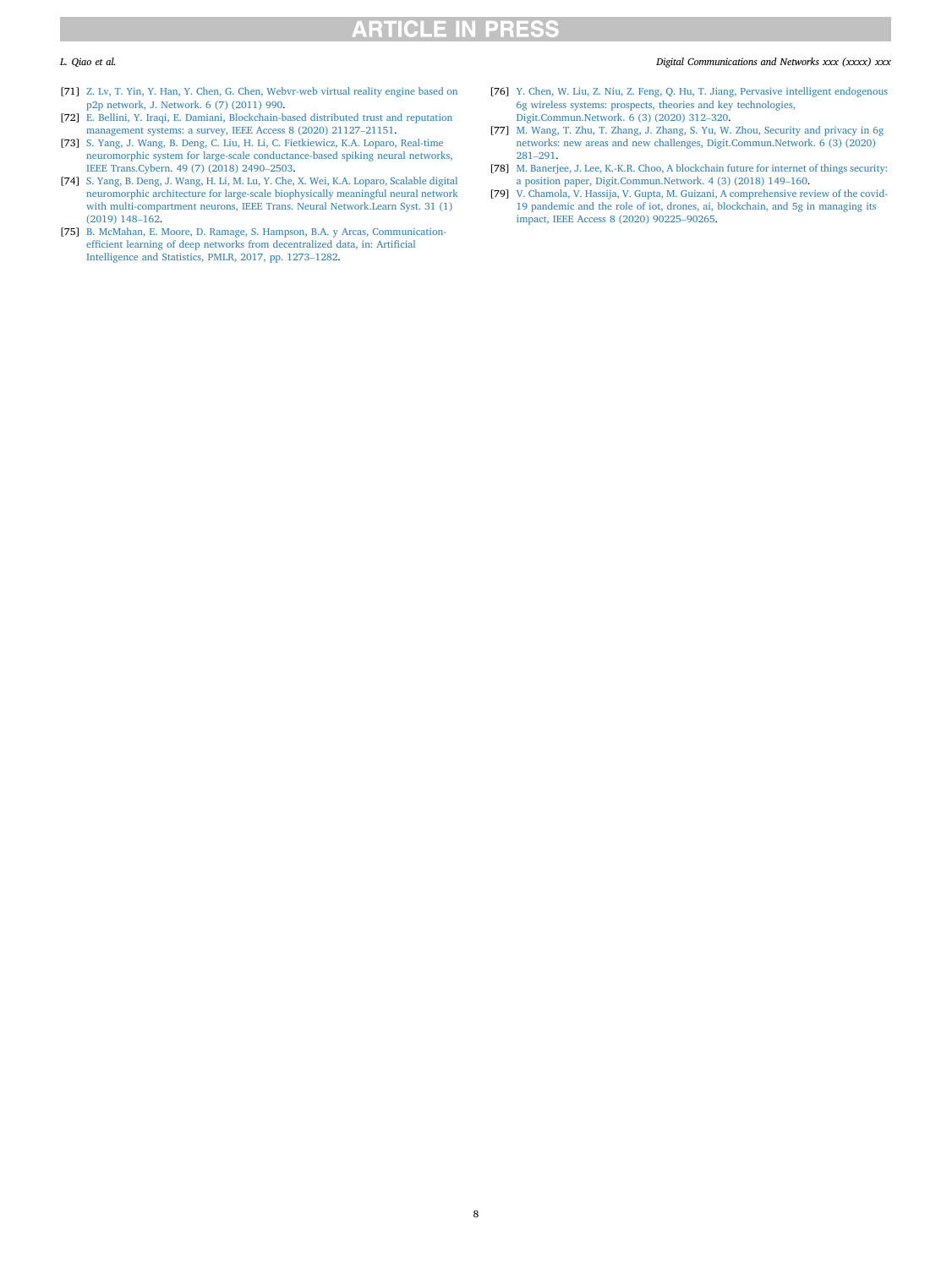[71] Z. Lv, T. Yin, Y. Han, Y. Chen, G. Chen, Webvr-web virtual reality engine based on p2p network, J. Network. 6 (7) (2011) 990.

[72] E. Bellini, Y. Iraqi, E. Damiani, Blockchain-based distributed trust and reputation management systems: a survey, IEEE Access 8 (2020) 21127–21151.

[73] S. Yang, J. Wang, B. Deng, C. Liu, H. Li, C. Fietkiewicz, K.A. Loparo, Real-time neuromorphic system for large-scale conductance-based spiking neural networks, IEEE Trans.Cybern. 49 (7) (2018) 2490–2503.

[74] S. Yang, B. Deng, J. Wang, H. Li, M. Lu, Y. Che, X. Wei, K.A. Loparo, Scalable digital neuromorphic architecture for large-scale biophysically meaningful neural network with multi-compartment neurons, IEEE Trans. Neural Network.Learn Syst. 31 (1) (2019) 148–162.

[75] B. McMahan, E. Moore, D. Ramage, S. Hampson, B.A. y Arcas, Communication-efficient learning of deep networks from decentralized data, in: Artificial Intelligence and Statistics, PMLR, 2017, pp. 1273–1282.

[76] Y. Chen, W. Liu, Z. Niu, Z. Feng, Q. Hu, T. Jiang, Pervasive intelligent endogenous 6g wireless systems: prospects, theories and key technologies, Digit.Commun.Network. 6 (3) (2020) 312–320.

[77] M. Wang, T. Zhu, T. Zhang, J. Zhang, S. Yu, W. Zhou, Security and privacy in 6g networks: new areas and new challenges, Digit.Commun.Network. 6 (3) (2020) 281–291.

[78] M. Banerjee, J. Lee, K.-K.R. Choo, A blockchain future for internet of things security: a position paper, Digit.Commun.Network. 4 (3) (2018) 149–160.

[79] V. Chamola, V. Hassija, V. Gupta, M. Guizani, A comprehensive review of the covid-19 pandemic and the role of iot, drones, ai, blockchain, and 5g in managing its impact, IEEE Access 8 (2020) 90225–90265.